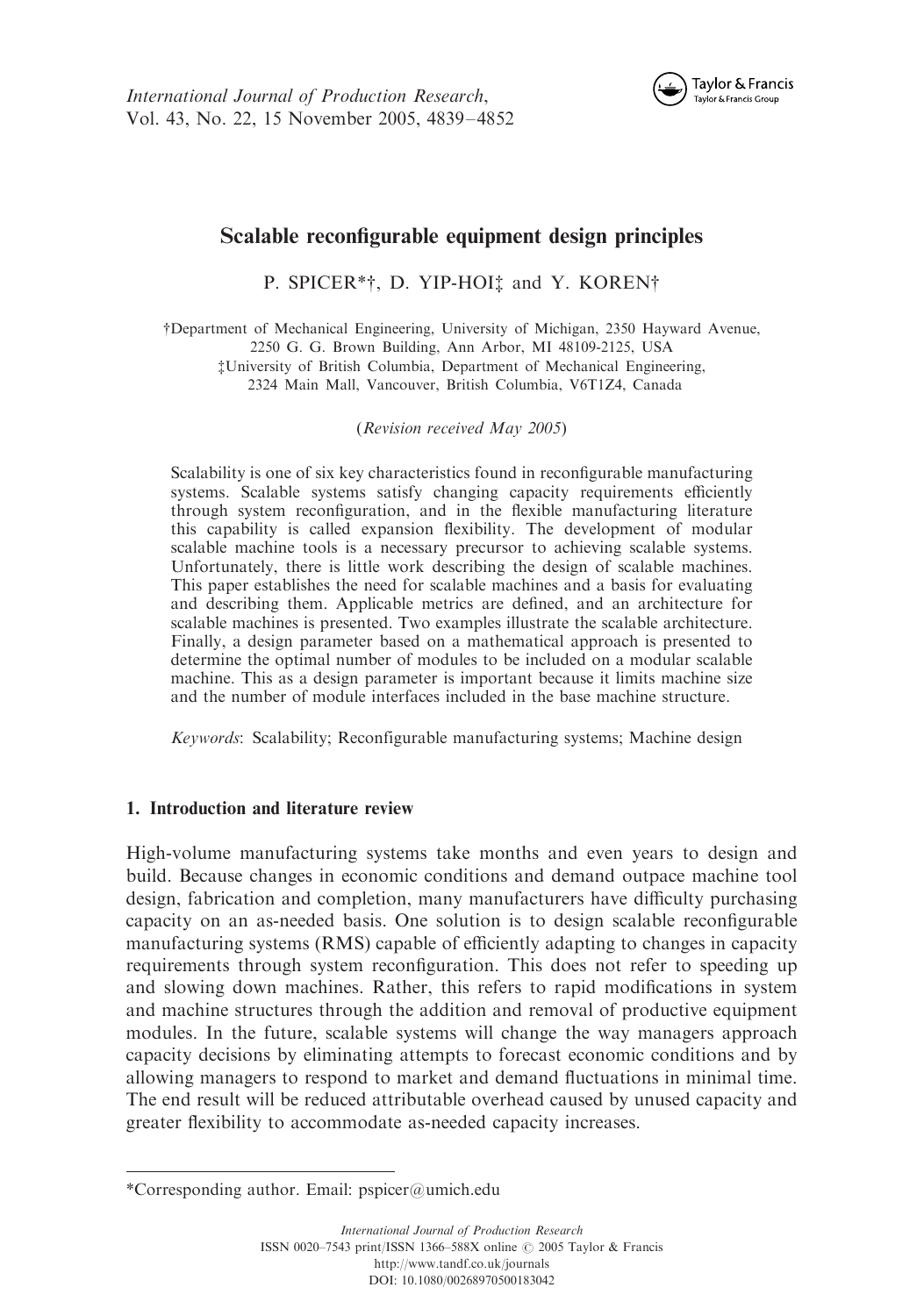# Scalable reconfigurable equipment design principles

P. SPICER*†, D. YIP-HOI‡ and Y. KOREN†

†Department of Mechanical Engineering, University of Michigan, 2350 Hayward Avenue, 2250 G. G. Brown Building, Ann Arbor, MI 48109-2125, USA
‡University of British Columbia, Department of Mechanical Engineering, 2324 Main Mall, Vancouver, British Columbia, V6T1Z4, Canada

(*Revision received May 2005*)

Scalability is one of six key characteristics found in reconfigurable manufacturing systems. Scalable systems satisfy changing capacity requirements efficiently through system reconfiguration, and in the flexible manufacturing literature this capability is called expansion flexibility. The development of modular scalable machine tools is a necessary precursor to achieving scalable systems. Unfortunately, there is little work describing the design of scalable machines. This paper establishes the need for scalable machines and a basis for evaluating and describing them. Applicable metrics are defined, and an architecture for scalable machines is presented. Two examples illustrate the scalable architecture. Finally, a design parameter based on a mathematical approach is presented to determine the optimal number of modules to be included on a modular scalable machine. This as a design parameter is important because it limits machine size and the number of module interfaces included in the base machine structure.

*Keywords*: Scalability; Reconfigurable manufacturing systems; Machine design

## 1. Introduction and literature review

High-volume manufacturing systems take months and even years to design and build. Because changes in economic conditions and demand outpace machine tool design, fabrication and completion, many manufacturers have difficulty purchasing capacity on an as-needed basis. One solution is to design scalable reconfigurable manufacturing systems (RMS) capable of efficiently adapting to changes in capacity requirements through system reconfiguration. This does not refer to speeding up and slowing down machines. Rather, this refers to rapid modifications in system and machine structures through the addition and removal of productive equipment modules. In the future, scalable systems will change the way managers approach capacity decisions by eliminating attempts to forecast economic conditions and by allowing managers to respond to market and demand fluctuations in minimal time. The end result will be reduced attributable overhead caused by unused capacity and greater flexibility to accommodate as-needed capacity increases.

*Corresponding author. Email: pspicer@umich.edu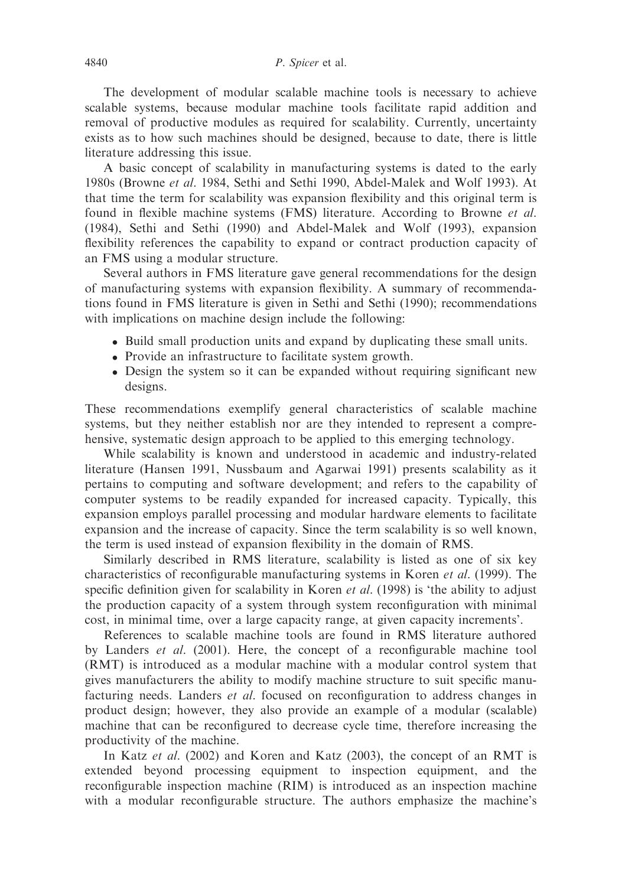The development of modular scalable machine tools is necessary to achieve scalable systems, because modular machine tools facilitate rapid addition and removal of productive modules as required for scalability. Currently, uncertainty exists as to how such machines should be designed, because to date, there is little literature addressing this issue.

A basic concept of scalability in manufacturing systems is dated to the early 1980s (Browne *et al.* 1984, Sethi and Sethi 1990, Abdel-Malek and Wolf 1993). At that time the term for scalability was expansion flexibility and this original term is found in flexible machine systems (FMS) literature. According to Browne *et al.* (1984), Sethi and Sethi (1990) and Abdel-Malek and Wolf (1993), expansion flexibility references the capability to expand or contract production capacity of an FMS using a modular structure.

Several authors in FMS literature gave general recommendations for the design of manufacturing systems with expansion flexibility. A summary of recommendations found in FMS literature is given in Sethi and Sethi (1990); recommendations with implications on machine design include the following:

- Build small production units and expand by duplicating these small units.
- Provide an infrastructure to facilitate system growth.
- Design the system so it can be expanded without requiring significant new designs.

These recommendations exemplify general characteristics of scalable machine systems, but they neither establish nor are they intended to represent a comprehensive, systematic design approach to be applied to this emerging technology.

While scalability is known and understood in academic and industry-related literature (Hansen 1991, Nussbaum and Agarwai 1991) presents scalability as it pertains to computing and software development; and refers to the capability of computer systems to be readily expanded for increased capacity. Typically, this expansion employs parallel processing and modular hardware elements to facilitate expansion and the increase of capacity. Since the term scalability is so well known, the term is used instead of expansion flexibility in the domain of RMS.

Similarly described in RMS literature, scalability is listed as one of six key characteristics of reconfigurable manufacturing systems in Koren *et al.* (1999). The specific definition given for scalability in Koren *et al.* (1998) is 'the ability to adjust the production capacity of a system through system reconfiguration with minimal cost, in minimal time, over a large capacity range, at given capacity increments'.

References to scalable machine tools are found in RMS literature authored by Landers *et al.* (2001). Here, the concept of a reconfigurable machine tool (RMT) is introduced as a modular machine with a modular control system that gives manufacturers the ability to modify machine structure to suit specific manufacturing needs. Landers *et al.* focused on reconfiguration to address changes in product design; however, they also provide an example of a modular (scalable) machine that can be reconfigured to decrease cycle time, therefore increasing the productivity of the machine.

In Katz *et al.* (2002) and Koren and Katz (2003), the concept of an RMT is extended beyond processing equipment to inspection equipment, and the reconfigurable inspection machine (RIM) is introduced as an inspection machine with a modular reconfigurable structure. The authors emphasize the machine's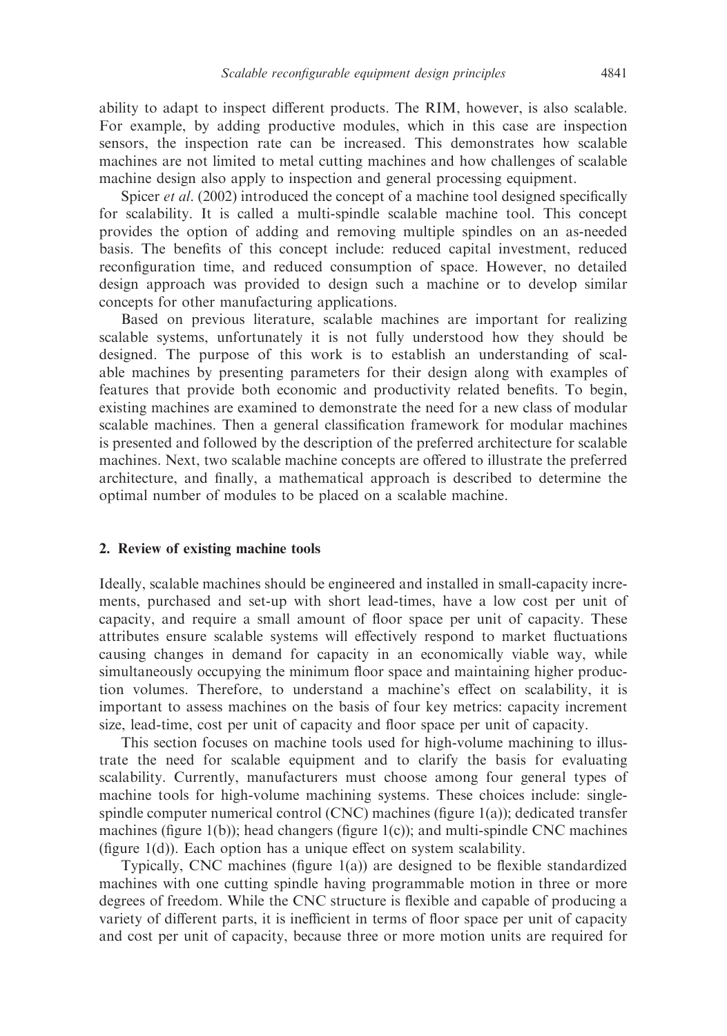ability to adapt to inspect different products. The RIM, however, is also scalable. For example, by adding productive modules, which in this case are inspection sensors, the inspection rate can be increased. This demonstrates how scalable machines are not limited to metal cutting machines and how challenges of scalable machine design also apply to inspection and general processing equipment.

Spicer *et al*. (2002) introduced the concept of a machine tool designed specifically for scalability. It is called a multi-spindle scalable machine tool. This concept provides the option of adding and removing multiple spindles on an as-needed basis. The benefits of this concept include: reduced capital investment, reduced reconfiguration time, and reduced consumption of space. However, no detailed design approach was provided to design such a machine or to develop similar concepts for other manufacturing applications.

Based on previous literature, scalable machines are important for realizing scalable systems, unfortunately it is not fully understood how they should be designed. The purpose of this work is to establish an understanding of scalable machines by presenting parameters for their design along with examples of features that provide both economic and productivity related benefits. To begin, existing machines are examined to demonstrate the need for a new class of modular scalable machines. Then a general classification framework for modular machines is presented and followed by the description of the preferred architecture for scalable machines. Next, two scalable machine concepts are offered to illustrate the preferred architecture, and finally, a mathematical approach is described to determine the optimal number of modules to be placed on a scalable machine.

## 2. Review of existing machine tools

Ideally, scalable machines should be engineered and installed in small-capacity increments, purchased and set-up with short lead-times, have a low cost per unit of capacity, and require a small amount of floor space per unit of capacity. These attributes ensure scalable systems will effectively respond to market fluctuations causing changes in demand for capacity in an economically viable way, while simultaneously occupying the minimum floor space and maintaining higher production volumes. Therefore, to understand a machine's effect on scalability, it is important to assess machines on the basis of four key metrics: capacity increment size, lead-time, cost per unit of capacity and floor space per unit of capacity.

This section focuses on machine tools used for high-volume machining to illustrate the need for scalable equipment and to clarify the basis for evaluating scalability. Currently, manufacturers must choose among four general types of machine tools for high-volume machining systems. These choices include: single-spindle computer numerical control (CNC) machines (figure 1(a)); dedicated transfer machines (figure 1(b)); head changers (figure 1(c)); and multi-spindle CNC machines (figure 1(d)). Each option has a unique effect on system scalability.

Typically, CNC machines (figure 1(a)) are designed to be flexible standardized machines with one cutting spindle having programmable motion in three or more degrees of freedom. While the CNC structure is flexible and capable of producing a variety of different parts, it is inefficient in terms of floor space per unit of capacity and cost per unit of capacity, because three or more motion units are required for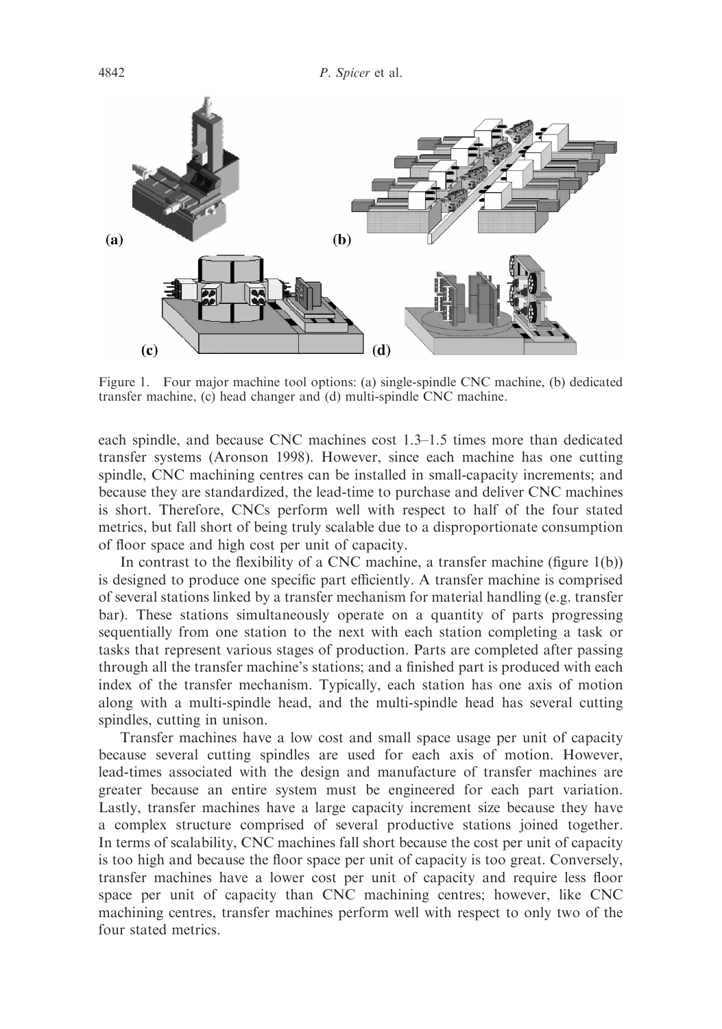(a)

(b)

(c)

(d)

Figure 1. Four major machine tool options: (a) single-spindle CNC machine, (b) dedicated transfer machine, (c) head changer and (d) multi-spindle CNC machine.

each spindle, and because CNC machines cost 1.3–1.5 times more than dedicated transfer systems (Aronson 1998). However, since each machine has one cutting spindle, CNC machining centres can be installed in small-capacity increments; and because they are standardized, the lead-time to purchase and deliver CNC machines is short. Therefore, CNCs perform well with respect to half of the four stated metrics, but fall short of being truly scalable due to a disproportionate consumption of floor space and high cost per unit of capacity.

In contrast to the flexibility of a CNC machine, a transfer machine (figure 1(b)) is designed to produce one specific part efficiently. A transfer machine is comprised of several stations linked by a transfer mechanism for material handling (e.g. transfer bar). These stations simultaneously operate on a quantity of parts progressing sequentially from one station to the next with each station completing a task or tasks that represent various stages of production. Parts are completed after passing through all the transfer machine's stations; and a finished part is produced with each index of the transfer mechanism. Typically, each station has one axis of motion along with a multi-spindle head, and the multi-spindle head has several cutting spindles, cutting in unison.

Transfer machines have a low cost and small space usage per unit of capacity because several cutting spindles are used for each axis of motion. However, lead-times associated with the design and manufacture of transfer machines are greater because an entire system must be engineered for each part variation. Lastly, transfer machines have a large capacity increment size because they have a complex structure comprised of several productive stations joined together. In terms of scalability, CNC machines fall short because the cost per unit of capacity is too high and because the floor space per unit of capacity is too great. Conversely, transfer machines have a lower cost per unit of capacity and require less floor space per unit of capacity than CNC machining centres; however, like CNC machining centres, transfer machines perform well with respect to only two of the four stated metrics.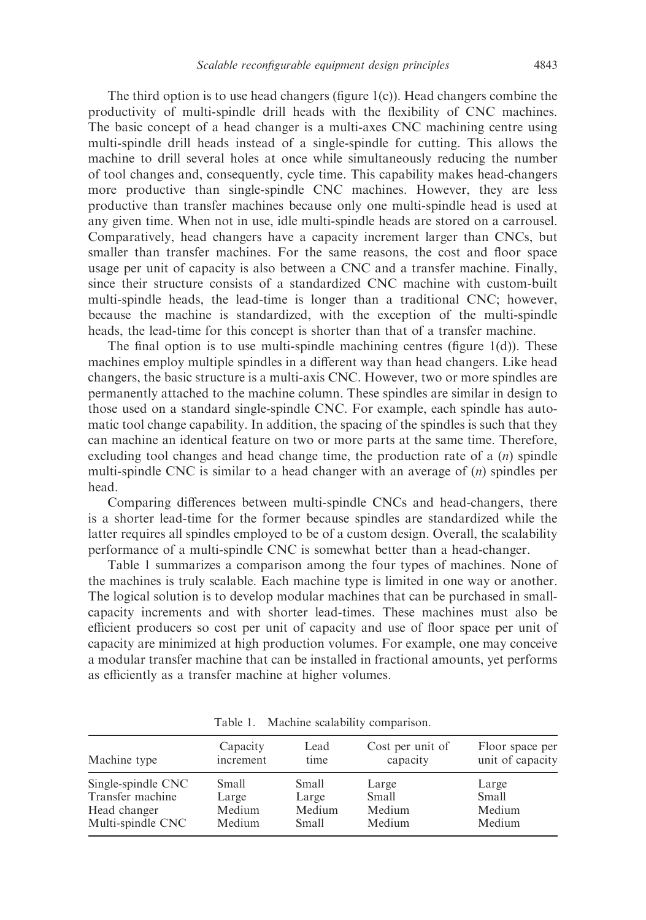The third option is to use head changers (figure 1(c)). Head changers combine the productivity of multi-spindle drill heads with the flexibility of CNC machines. The basic concept of a head changer is a multi-axes CNC machining centre using multi-spindle drill heads instead of a single-spindle for cutting. This allows the machine to drill several holes at once while simultaneously reducing the number of tool changes and, consequently, cycle time. This capability makes head-changers more productive than single-spindle CNC machines. However, they are less productive than transfer machines because only one multi-spindle head is used at any given time. When not in use, idle multi-spindle heads are stored on a carrousel. Comparatively, head changers have a capacity increment larger than CNCs, but smaller than transfer machines. For the same reasons, the cost and floor space usage per unit of capacity is also between a CNC and a transfer machine. Finally, since their structure consists of a standardized CNC machine with custom-built multi-spindle heads, the lead-time is longer than a traditional CNC; however, because the machine is standardized, with the exception of the multi-spindle heads, the lead-time for this concept is shorter than that of a transfer machine.

The final option is to use multi-spindle machining centres (figure 1(d)). These machines employ multiple spindles in a different way than head changers. Like head changers, the basic structure is a multi-axis CNC. However, two or more spindles are permanently attached to the machine column. These spindles are similar in design to those used on a standard single-spindle CNC. For example, each spindle has automatic tool change capability. In addition, the spacing of the spindles is such that they can machine an identical feature on two or more parts at the same time. Therefore, excluding tool changes and head change time, the production rate of a ($n$) spindle multi-spindle CNC is similar to a head changer with an average of ($n$) spindles per head.

Comparing differences between multi-spindle CNCs and head-changers, there is a shorter lead-time for the former because spindles are standardized while the latter requires all spindles employed to be of a custom design. Overall, the scalability performance of a multi-spindle CNC is somewhat better than a head-changer.

Table 1 summarizes a comparison among the four types of machines. None of the machines is truly scalable. Each machine type is limited in one way or another. The logical solution is to develop modular machines that can be purchased in small-capacity increments and with shorter lead-times. These machines must also be efficient producers so cost per unit of capacity and use of floor space per unit of capacity are minimized at high production volumes. For example, one may conceive a modular transfer machine that can be installed in fractional amounts, yet performs as efficiently as a transfer machine at higher volumes.

Table 1. Machine scalability comparison.

| Machine type | Capacity increment | Lead time | Cost per unit of capacity | Floor space per unit of capacity |
|---|---|---|---|---|
| Single-spindle CNC | Small | Small | Large | Large |
| Transfer machine | Large | Large | Small | Small |
| Head changer | Medium | Medium | Medium | Medium |
| Multi-spindle CNC | Medium | Small | Medium | Medium |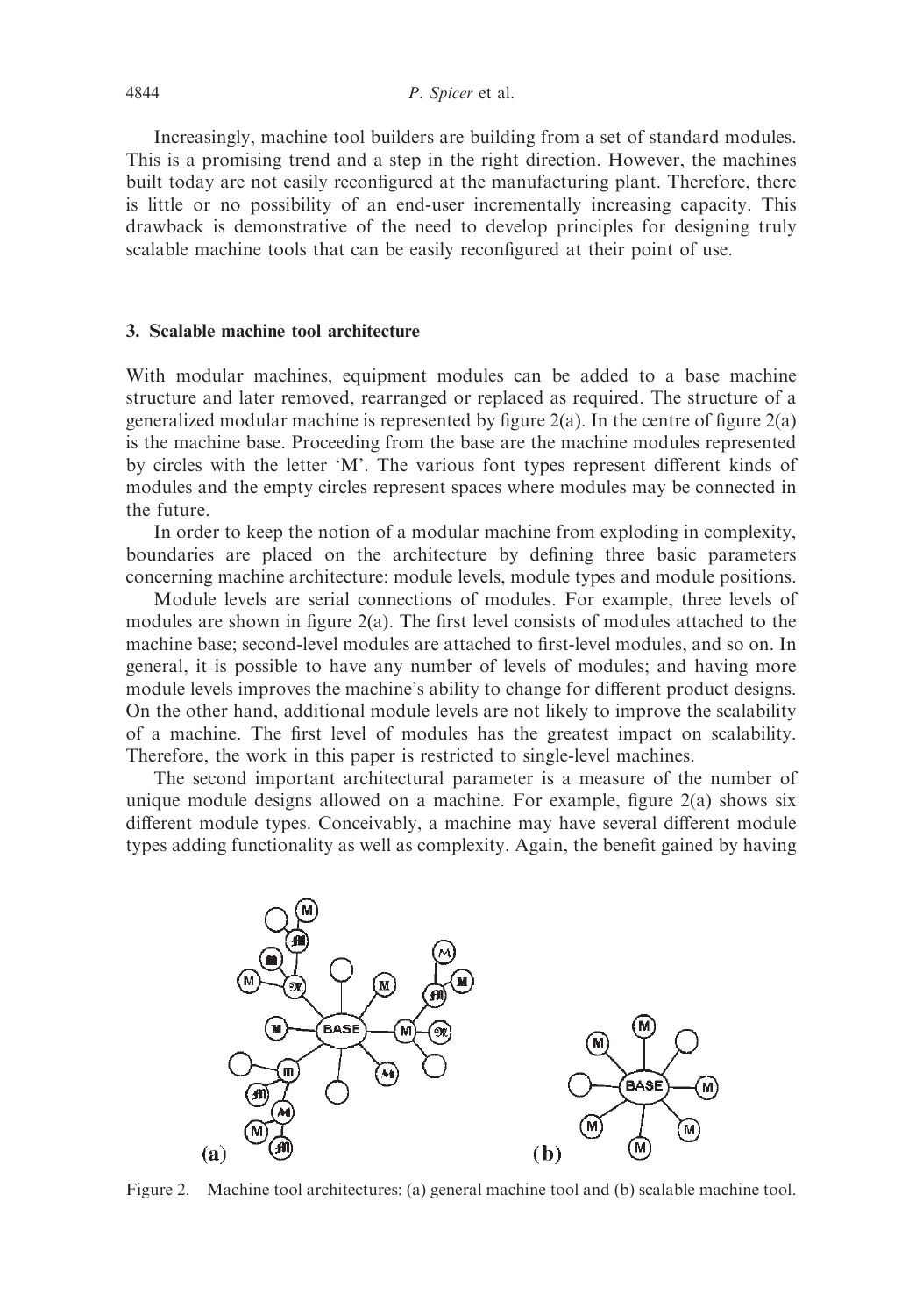Increasingly, machine tool builders are building from a set of standard modules. This is a promising trend and a step in the right direction. However, the machines built today are not easily reconfigured at the manufacturing plant. Therefore, there is little or no possibility of an end-user incrementally increasing capacity. This drawback is demonstrative of the need to develop principles for designing truly scalable machine tools that can be easily reconfigured at their point of use.

## 3. Scalable machine tool architecture

With modular machines, equipment modules can be added to a base machine structure and later removed, rearranged or replaced as required. The structure of a generalized modular machine is represented by figure 2(a). In the centre of figure 2(a) is the machine base. Proceeding from the base are the machine modules represented by circles with the letter 'M'. The various font types represent different kinds of modules and the empty circles represent spaces where modules may be connected in the future.

In order to keep the notion of a modular machine from exploding in complexity, boundaries are placed on the architecture by defining three basic parameters concerning machine architecture: module levels, module types and module positions.

Module levels are serial connections of modules. For example, three levels of modules are shown in figure 2(a). The first level consists of modules attached to the machine base; second-level modules are attached to first-level modules, and so on. In general, it is possible to have any number of levels of modules; and having more module levels improves the machine's ability to change for different product designs. On the other hand, additional module levels are not likely to improve the scalability of a machine. The first level of modules has the greatest impact on scalability. Therefore, the work in this paper is restricted to single-level machines.

The second important architectural parameter is a measure of the number of unique module designs allowed on a machine. For example, figure 2(a) shows six different module types. Conceivably, a machine may have several different module types adding functionality as well as complexity. Again, the benefit gained by having

Figure 2. Machine tool architectures: (a) general machine tool and (b) scalable machine tool.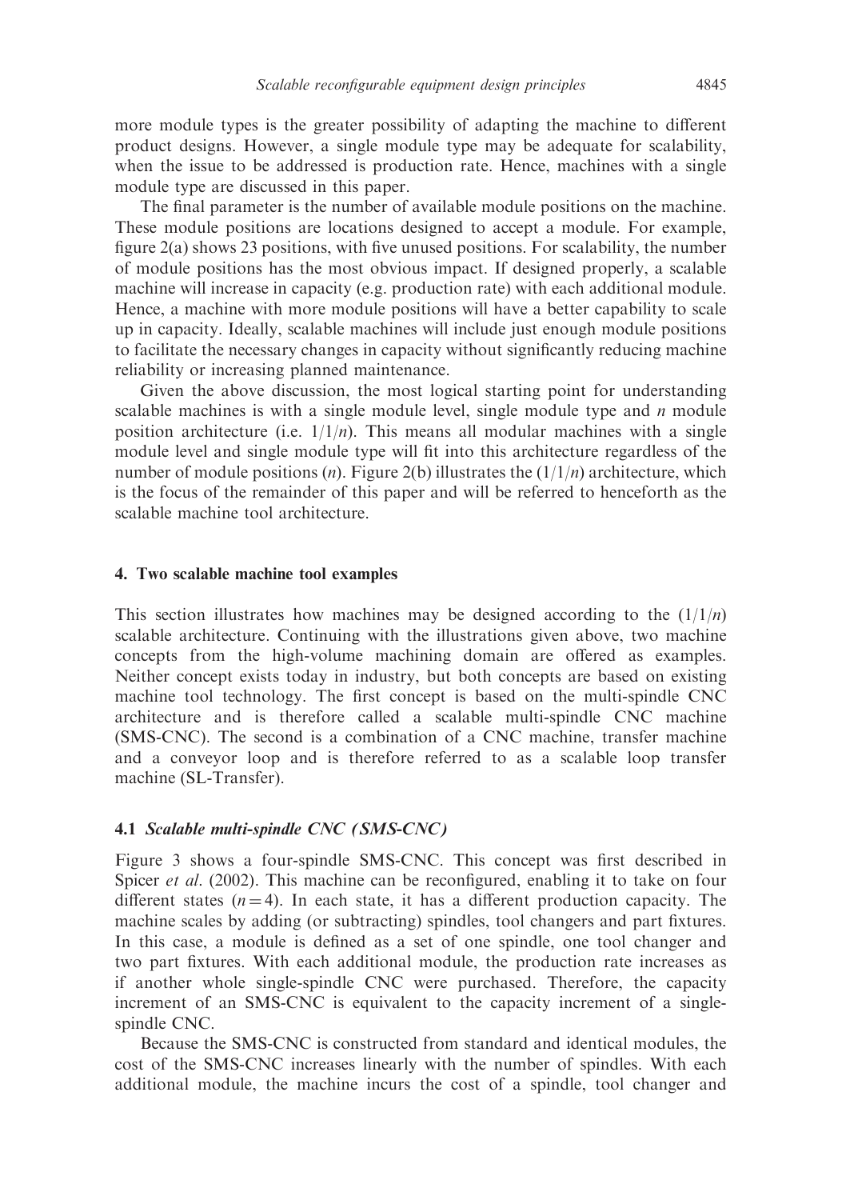more module types is the greater possibility of adapting the machine to different product designs. However, a single module type may be adequate for scalability, when the issue to be addressed is production rate. Hence, machines with a single module type are discussed in this paper.

The final parameter is the number of available module positions on the machine. These module positions are locations designed to accept a module. For example, figure 2(a) shows 23 positions, with five unused positions. For scalability, the number of module positions has the most obvious impact. If designed properly, a scalable machine will increase in capacity (e.g. production rate) with each additional module. Hence, a machine with more module positions will have a better capability to scale up in capacity. Ideally, scalable machines will include just enough module positions to facilitate the necessary changes in capacity without significantly reducing machine reliability or increasing planned maintenance.

Given the above discussion, the most logical starting point for understanding scalable machines is with a single module level, single module type and $n$ module position architecture (i.e. $1/1/n$). This means all modular machines with a single module level and single module type will fit into this architecture regardless of the number of module positions ($n$). Figure 2(b) illustrates the $(1/1/n)$ architecture, which is the focus of the remainder of this paper and will be referred to henceforth as the scalable machine tool architecture.

## 4. Two scalable machine tool examples

This section illustrates how machines may be designed according to the $(1/1/n)$ scalable architecture. Continuing with the illustrations given above, two machine concepts from the high-volume machining domain are offered as examples. Neither concept exists today in industry, but both concepts are based on existing machine tool technology. The first concept is based on the multi-spindle CNC architecture and is therefore called a scalable multi-spindle CNC machine (SMS-CNC). The second is a combination of a CNC machine, transfer machine and a conveyor loop and is therefore referred to as a scalable loop transfer machine (SL-Transfer).

### 4.1 *Scalable multi-spindle CNC (SMS-CNC)*

Figure 3 shows a four-spindle SMS-CNC. This concept was first described in Spicer *et al*. (2002). This machine can be reconfigured, enabling it to take on four different states ($n = 4$). In each state, it has a different production capacity. The machine scales by adding (or subtracting) spindles, tool changers and part fixtures. In this case, a module is defined as a set of one spindle, one tool changer and two part fixtures. With each additional module, the production rate increases as if another whole single-spindle CNC were purchased. Therefore, the capacity increment of an SMS-CNC is equivalent to the capacity increment of a single-spindle CNC.

Because the SMS-CNC is constructed from standard and identical modules, the cost of the SMS-CNC increases linearly with the number of spindles. With each additional module, the machine incurs the cost of a spindle, tool changer and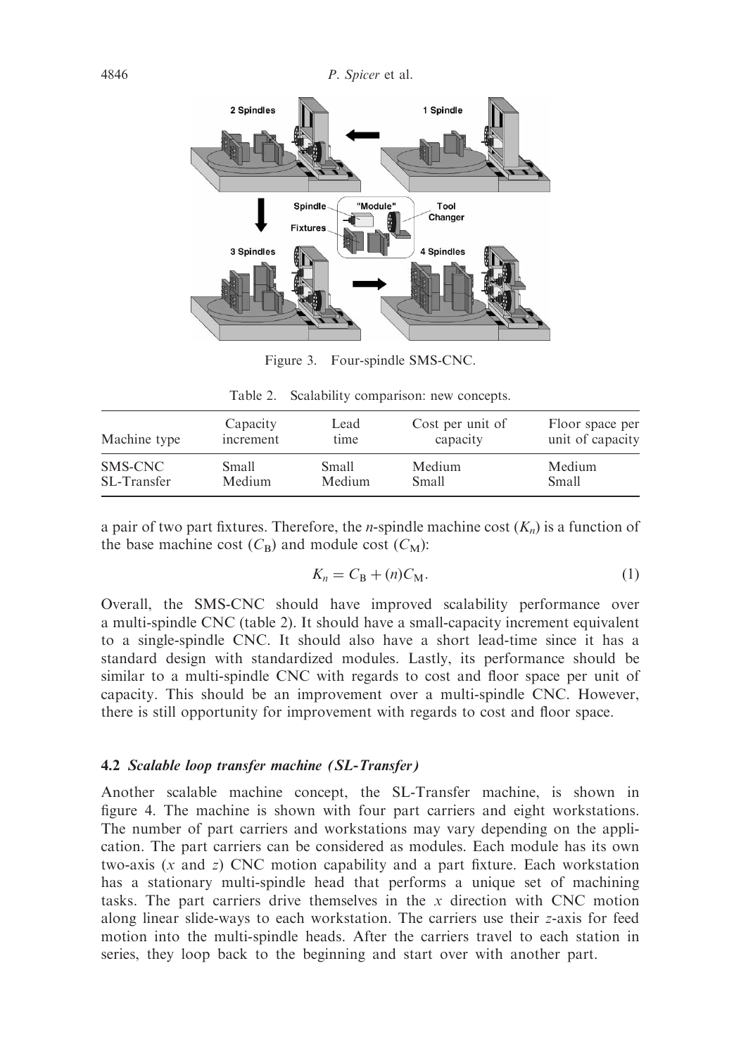Figure 3. Four-spindle SMS-CNC.

Table 2. Scalability comparison: new concepts.

| Machine type | Capacity increment | Lead time | Cost per unit of capacity | Floor space per unit of capacity |
|---|---|---|---|---|
| SMS-CNC | Small | Small | Medium | Medium |
| SL-Transfer | Medium | Medium | Small | Small |

a pair of two part fixtures. Therefore, the $n$-spindle machine cost ($K_n$) is a function of the base machine cost ($C_B$) and module cost ($C_M$):

$$K_n = C_B + (n)C_M. \tag{1}$$

Overall, the SMS-CNC should have improved scalability performance over a multi-spindle CNC (table 2). It should have a small-capacity increment equivalent to a single-spindle CNC. It should also have a short lead-time since it has a standard design with standardized modules. Lastly, its performance should be similar to a multi-spindle CNC with regards to cost and floor space per unit of capacity. This should be an improvement over a multi-spindle CNC. However, there is still opportunity for improvement with regards to cost and floor space.

### 4.2 *Scalable loop transfer machine (SL-Transfer)*

Another scalable machine concept, the SL-Transfer machine, is shown in figure 4. The machine is shown with four part carriers and eight workstations. The number of part carriers and workstations may vary depending on the application. The part carriers can be considered as modules. Each module has its own two-axis ($x$ and $z$) CNC motion capability and a part fixture. Each workstation has a stationary multi-spindle head that performs a unique set of machining tasks. The part carriers drive themselves in the $x$ direction with CNC motion along linear slide-ways to each workstation. The carriers use their $z$-axis for feed motion into the multi-spindle heads. After the carriers travel to each station in series, they loop back to the beginning and start over with another part.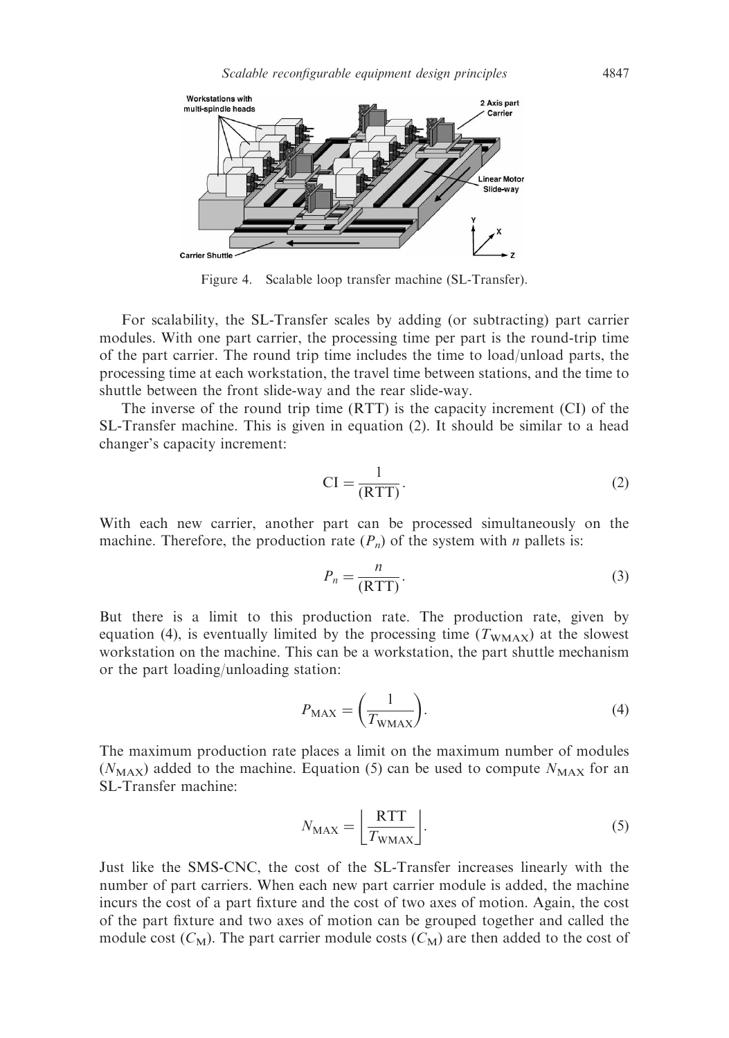Figure 4. Scalable loop transfer machine (SL-Transfer).

For scalability, the SL-Transfer scales by adding (or subtracting) part carrier modules. With one part carrier, the processing time per part is the round-trip time of the part carrier. The round trip time includes the time to load/unload parts, the processing time at each workstation, the travel time between stations, and the time to shuttle between the front slide-way and the rear slide-way.

The inverse of the round trip time (RTT) is the capacity increment (CI) of the SL-Transfer machine. This is given in equation (2). It should be similar to a head changer's capacity increment:

$$\mathrm{CI} = \frac{1}{(\mathrm{RTT})}. \tag{2}$$

With each new carrier, another part can be processed simultaneously on the machine. Therefore, the production rate ($P_n$) of the system with $n$ pallets is:

$$P_n = \frac{n}{(\mathrm{RTT})}. \tag{3}$$

But there is a limit to this production rate. The production rate, given by equation (4), is eventually limited by the processing time ($T_{\mathrm{WMAX}}$) at the slowest workstation on the machine. This can be a workstation, the part shuttle mechanism or the part loading/unloading station:

$$P_{\mathrm{MAX}} = \left(\frac{1}{T_{\mathrm{WMAX}}}\right). \tag{4}$$

The maximum production rate places a limit on the maximum number of modules ($N_{\mathrm{MAX}}$) added to the machine. Equation (5) can be used to compute $N_{\mathrm{MAX}}$ for an SL-Transfer machine:

$$N_{\mathrm{MAX}} = \left\lfloor \frac{\mathrm{RTT}}{T_{\mathrm{WMAX}}} \right\rfloor. \tag{5}$$

Just like the SMS-CNC, the cost of the SL-Transfer increases linearly with the number of part carriers. When each new part carrier module is added, the machine incurs the cost of a part fixture and the cost of two axes of motion. Again, the cost of the part fixture and two axes of motion can be grouped together and called the module cost ($C_{\mathrm{M}}$). The part carrier module costs ($C_{\mathrm{M}}$) are then added to the cost of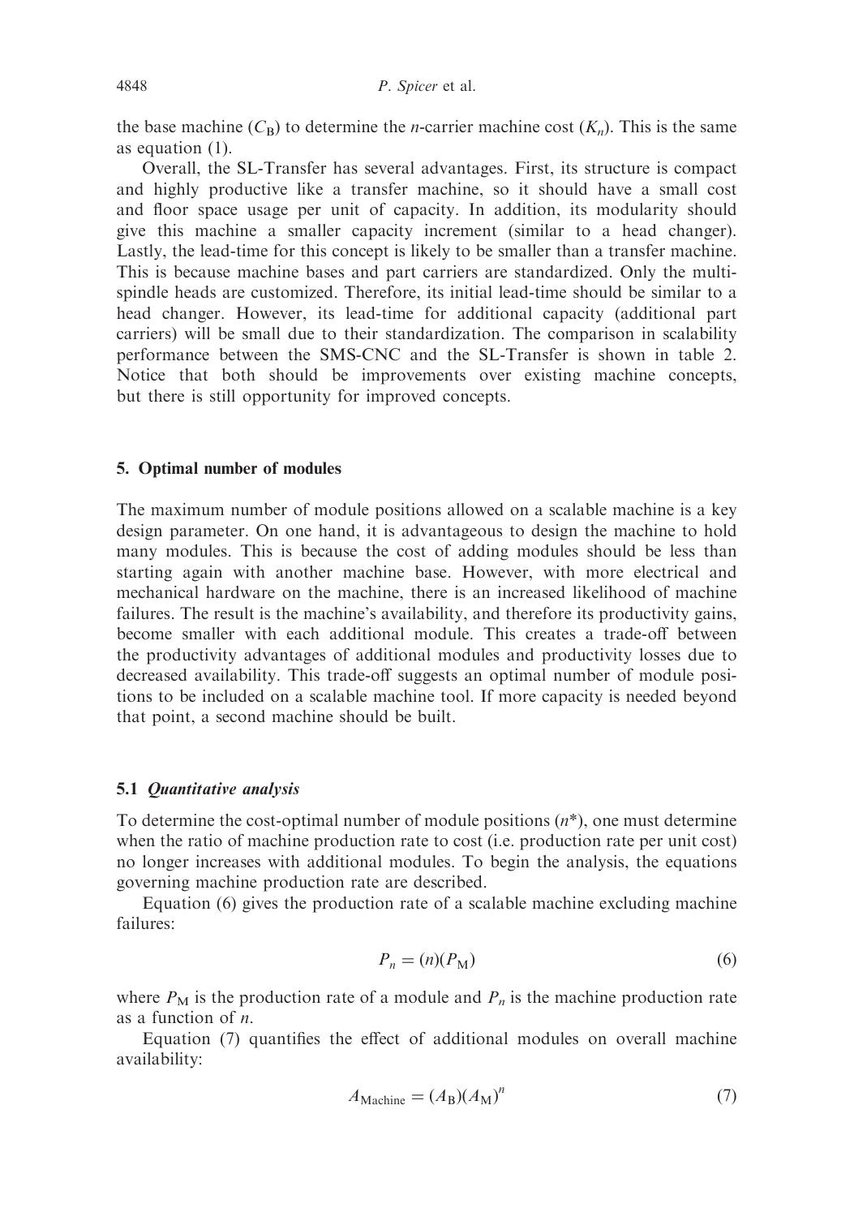the base machine ($C_B$) to determine the $n$-carrier machine cost ($K_n$). This is the same as equation (1).

Overall, the SL-Transfer has several advantages. First, its structure is compact and highly productive like a transfer machine, so it should have a small cost and floor space usage per unit of capacity. In addition, its modularity should give this machine a smaller capacity increment (similar to a head changer). Lastly, the lead-time for this concept is likely to be smaller than a transfer machine. This is because machine bases and part carriers are standardized. Only the multi-spindle heads are customized. Therefore, its initial lead-time should be similar to a head changer. However, its lead-time for additional capacity (additional part carriers) will be small due to their standardization. The comparison in scalability performance between the SMS-CNC and the SL-Transfer is shown in table 2. Notice that both should be improvements over existing machine concepts, but there is still opportunity for improved concepts.

## 5. Optimal number of modules

The maximum number of module positions allowed on a scalable machine is a key design parameter. On one hand, it is advantageous to design the machine to hold many modules. This is because the cost of adding modules should be less than starting again with another machine base. However, with more electrical and mechanical hardware on the machine, there is an increased likelihood of machine failures. The result is the machine's availability, and therefore its productivity gains, become smaller with each additional module. This creates a trade-off between the productivity advantages of additional modules and productivity losses due to decreased availability. This trade-off suggests an optimal number of module positions to be included on a scalable machine tool. If more capacity is needed beyond that point, a second machine should be built.

### 5.1 *Quantitative analysis*

To determine the cost-optimal number of module positions ($n^*$), one must determine when the ratio of machine production rate to cost (i.e. production rate per unit cost) no longer increases with additional modules. To begin the analysis, the equations governing machine production rate are described.

Equation (6) gives the production rate of a scalable machine excluding machine failures:

$$P_n = (n)(P_M) \tag{6}$$

where $P_M$ is the production rate of a module and $P_n$ is the machine production rate as a function of $n$.

Equation (7) quantifies the effect of additional modules on overall machine availability:

$$A_{\text{Machine}} = (A_B)(A_M)^n \tag{7}$$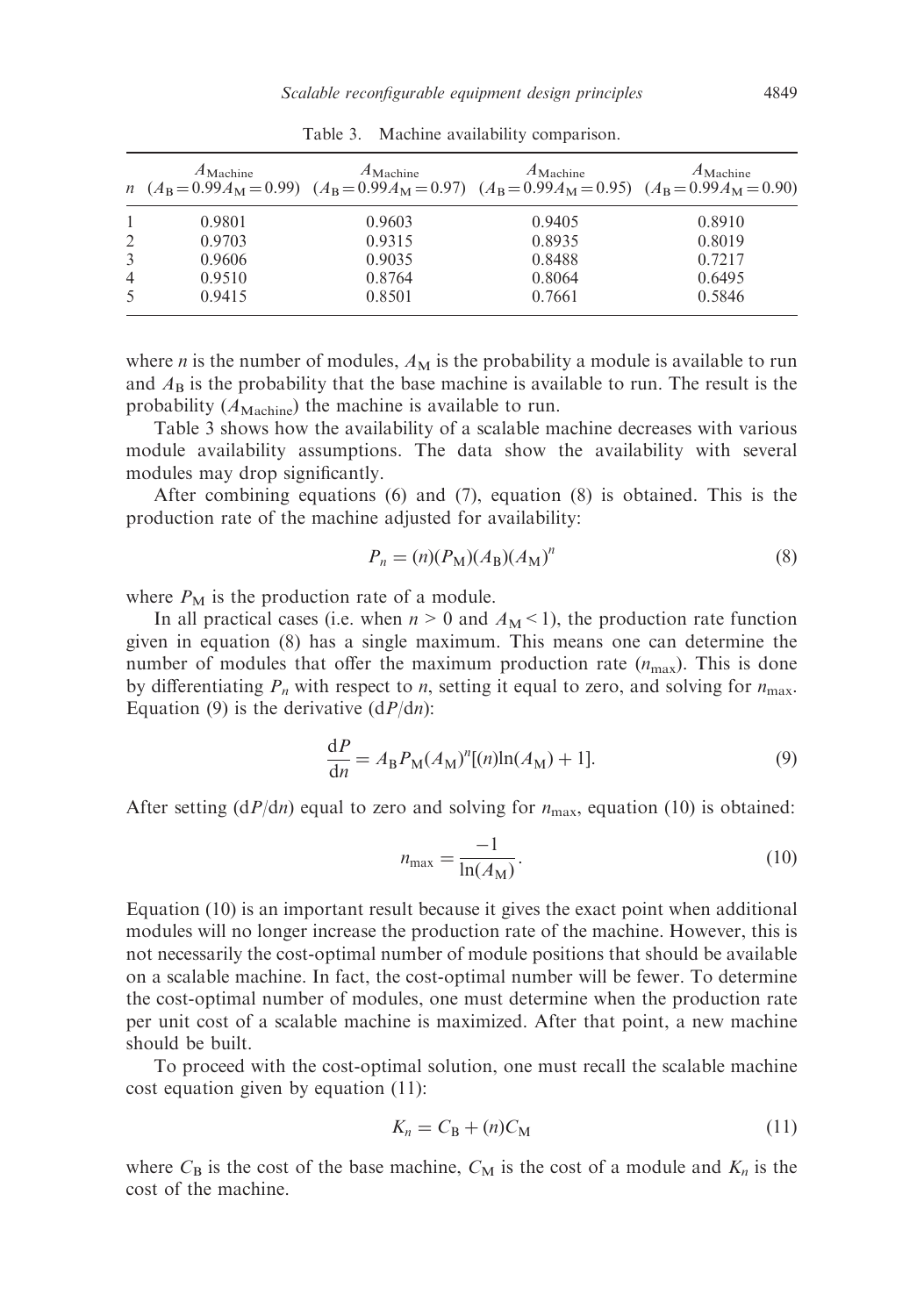Table 3. Machine availability comparison.

| $n$ | $A_{\text{Machine}}$ ($A_B = 0.99 A_M = 0.99$) | $A_{\text{Machine}}$ ($A_B = 0.99 A_M = 0.97$) | $A_{\text{Machine}}$ ($A_B = 0.99 A_M = 0.95$) | $A_{\text{Machine}}$ ($A_B = 0.99 A_M = 0.90$) |
|---|---|---|---|---|
| 1 | 0.9801 | 0.9603 | 0.9405 | 0.8910 |
| 2 | 0.9703 | 0.9315 | 0.8935 | 0.8019 |
| 3 | 0.9606 | 0.9035 | 0.8488 | 0.7217 |
| 4 | 0.9510 | 0.8764 | 0.8064 | 0.6495 |
| 5 | 0.9415 | 0.8501 | 0.7661 | 0.5846 |

where $n$ is the number of modules, $A_M$ is the probability a module is available to run and $A_B$ is the probability that the base machine is available to run. The result is the probability ($A_{\text{Machine}}$) the machine is available to run.

Table 3 shows how the availability of a scalable machine decreases with various module availability assumptions. The data show the availability with several modules may drop significantly.

After combining equations (6) and (7), equation (8) is obtained. This is the production rate of the machine adjusted for availability:

$$P_n = (n)(P_M)(A_B)(A_M)^n \tag{8}$$

where $P_M$ is the production rate of a module.

In all practical cases (i.e. when $n > 0$ and $A_M < 1$), the production rate function given in equation (8) has a single maximum. This means one can determine the number of modules that offer the maximum production rate ($n_{\max}$). This is done by differentiating $P_n$ with respect to $n$, setting it equal to zero, and solving for $n_{\max}$. Equation (9) is the derivative ($\text{d}P/\text{d}n$):

$$\frac{\text{d}P}{\text{d}n} = A_B P_M (A_M)^n [(n)\ln(A_M) + 1]. \tag{9}$$

After setting ($\text{d}P/\text{d}n$) equal to zero and solving for $n_{\max}$, equation (10) is obtained:

$$n_{\max} = \frac{-1}{\ln(A_M)}. \tag{10}$$

Equation (10) is an important result because it gives the exact point when additional modules will no longer increase the production rate of the machine. However, this is not necessarily the cost-optimal number of module positions that should be available on a scalable machine. In fact, the cost-optimal number will be fewer. To determine the cost-optimal number of modules, one must determine when the production rate per unit cost of a scalable machine is maximized. After that point, a new machine should be built.

To proceed with the cost-optimal solution, one must recall the scalable machine cost equation given by equation (11):

$$K_n = C_B + (n)C_M \tag{11}$$

where $C_B$ is the cost of the base machine, $C_M$ is the cost of a module and $K_n$ is the cost of the machine.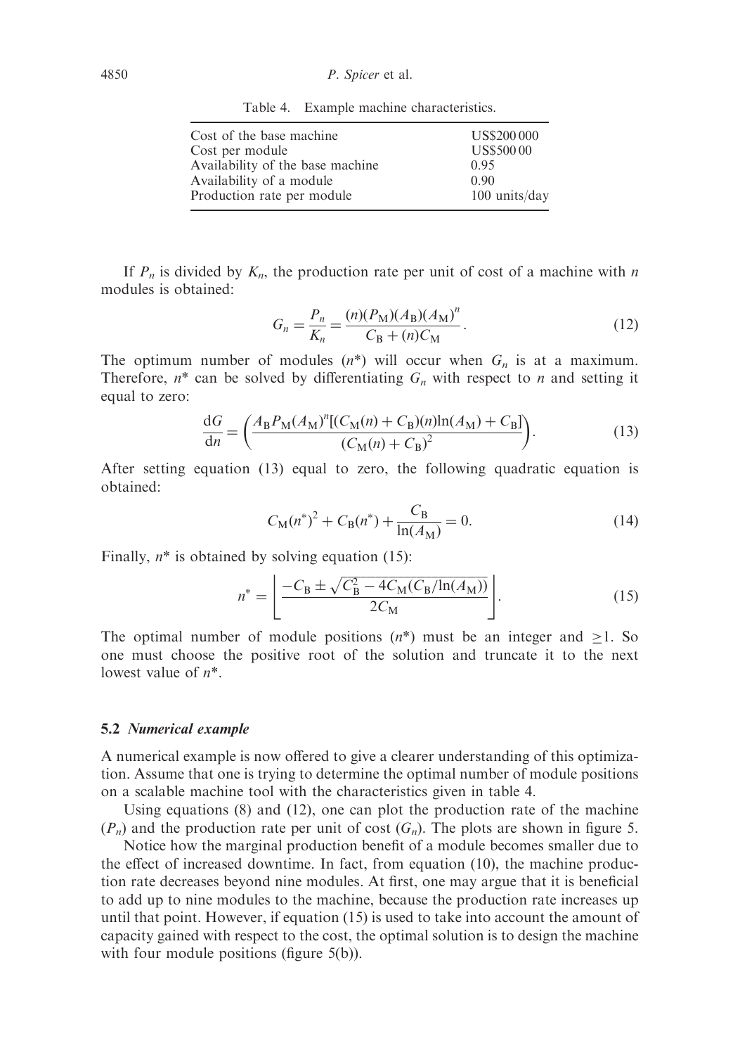Table 4. Example machine characteristics.

| | |
|---|---|
| Cost of the base machine | US$200 000 |
| Cost per module | US$500 00 |
| Availability of the base machine | 0.95 |
| Availability of a module | 0.90 |
| Production rate per module | 100 units/day |

If $P_n$ is divided by $K_n$, the production rate per unit of cost of a machine with $n$ modules is obtained:

$$G_n = \frac{P_n}{K_n} = \frac{(n)(P_M)(A_B)(A_M)^n}{C_B + (n)C_M}. \tag{12}$$

The optimum number of modules ($n^*$) will occur when $G_n$ is at a maximum. Therefore, $n^*$ can be solved by differentiating $G_n$ with respect to $n$ and setting it equal to zero:

$$\frac{dG}{dn} = \left( \frac{A_B P_M (A_M)^n [(C_M(n) + C_B)(n)\ln(A_M) + C_B]}{(C_M(n) + C_B)^2} \right). \tag{13}$$

After setting equation (13) equal to zero, the following quadratic equation is obtained:

$$C_M(n^*)^2 + C_B(n^*) + \frac{C_B}{\ln(A_M)} = 0. \tag{14}$$

Finally, $n^*$ is obtained by solving equation (15):

$$n^* = \left\lfloor \frac{-C_B \pm \sqrt{C_B^2 - 4C_M(C_B/\ln(A_M))}}{2C_M} \right\rfloor. \tag{15}$$

The optimal number of module positions ($n^*$) must be an integer and $\geq 1$. So one must choose the positive root of the solution and truncate it to the next lowest value of $n^*$.

### 5.2 *Numerical example*

A numerical example is now offered to give a clearer understanding of this optimization. Assume that one is trying to determine the optimal number of module positions on a scalable machine tool with the characteristics given in table 4.

Using equations (8) and (12), one can plot the production rate of the machine ($P_n$) and the production rate per unit of cost ($G_n$). The plots are shown in figure 5.

Notice how the marginal production benefit of a module becomes smaller due to the effect of increased downtime. In fact, from equation (10), the machine production rate decreases beyond nine modules. At first, one may argue that it is beneficial to add up to nine modules to the machine, because the production rate increases up until that point. However, if equation (15) is used to take into account the amount of capacity gained with respect to the cost, the optimal solution is to design the machine with four module positions (figure 5(b)).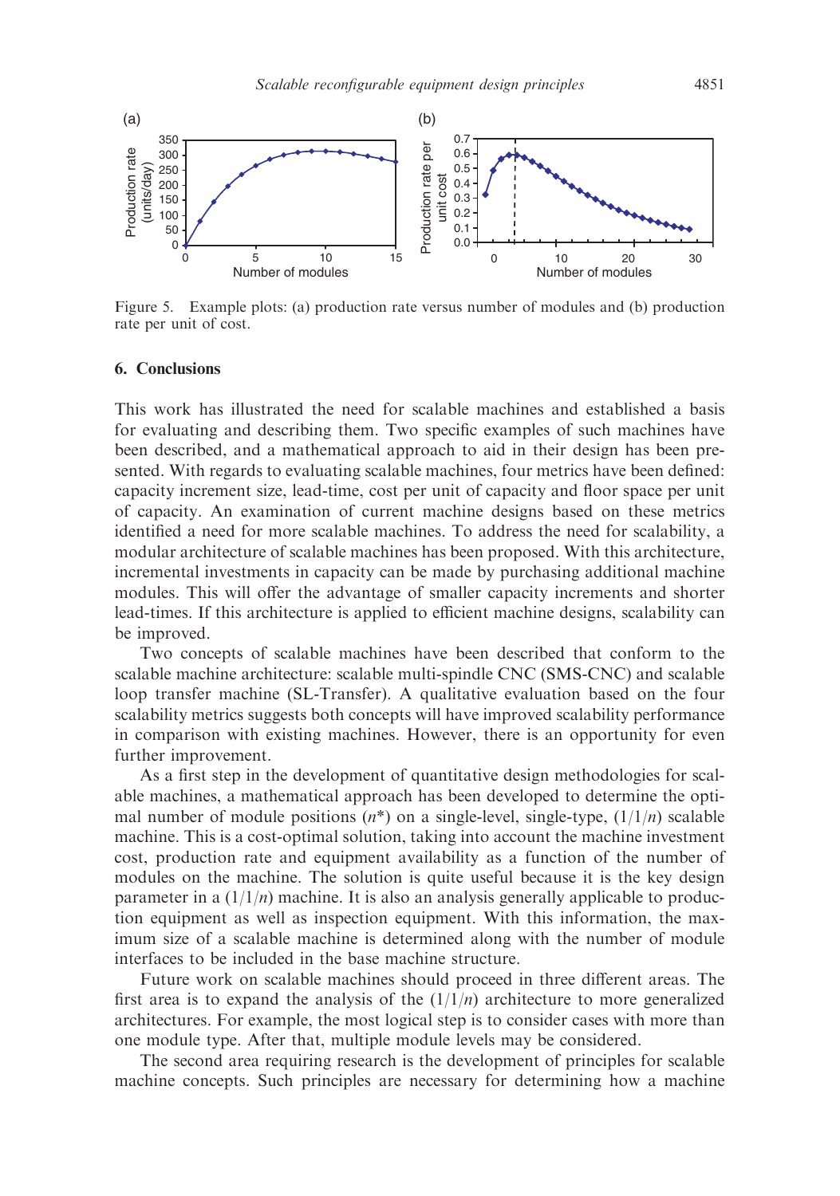(a)

350
300
250
200
150
100
50
0

Production rate (units/day)

0 5 10 15

Number of modules

(b)

0.7
0.6
0.5
0.4
0.3
0.2
0.1
0.0

Production rate per unit cost

0 10 20 30

Number of modules

Figure 5. Example plots: (a) production rate versus number of modules and (b) production rate per unit of cost.

## 6. Conclusions

This work has illustrated the need for scalable machines and established a basis for evaluating and describing them. Two specific examples of such machines have been described, and a mathematical approach to aid in their design has been presented. With regards to evaluating scalable machines, four metrics have been defined: capacity increment size, lead-time, cost per unit of capacity and floor space per unit of capacity. An examination of current machine designs based on these metrics identified a need for more scalable machines. To address the need for scalability, a modular architecture of scalable machines has been proposed. With this architecture, incremental investments in capacity can be made by purchasing additional machine modules. This will offer the advantage of smaller capacity increments and shorter lead-times. If this architecture is applied to efficient machine designs, scalability can be improved.

Two concepts of scalable machines have been described that conform to the scalable machine architecture: scalable multi-spindle CNC (SMS-CNC) and scalable loop transfer machine (SL-Transfer). A qualitative evaluation based on the four scalability metrics suggests both concepts will have improved scalability performance in comparison with existing machines. However, there is an opportunity for even further improvement.

As a first step in the development of quantitative design methodologies for scalable machines, a mathematical approach has been developed to determine the optimal number of module positions ($n^*$) on a single-level, single-type, $(1/1/n)$ scalable machine. This is a cost-optimal solution, taking into account the machine investment cost, production rate and equipment availability as a function of the number of modules on the machine. The solution is quite useful because it is the key design parameter in a $(1/1/n)$ machine. It is also an analysis generally applicable to production equipment as well as inspection equipment. With this information, the maximum size of a scalable machine is determined along with the number of module interfaces to be included in the base machine structure.

Future work on scalable machines should proceed in three different areas. The first area is to expand the analysis of the $(1/1/n)$ architecture to more generalized architectures. For example, the most logical step is to consider cases with more than one module type. After that, multiple module levels may be considered.

The second area requiring research is the development of principles for scalable machine concepts. Such principles are necessary for determining how a machine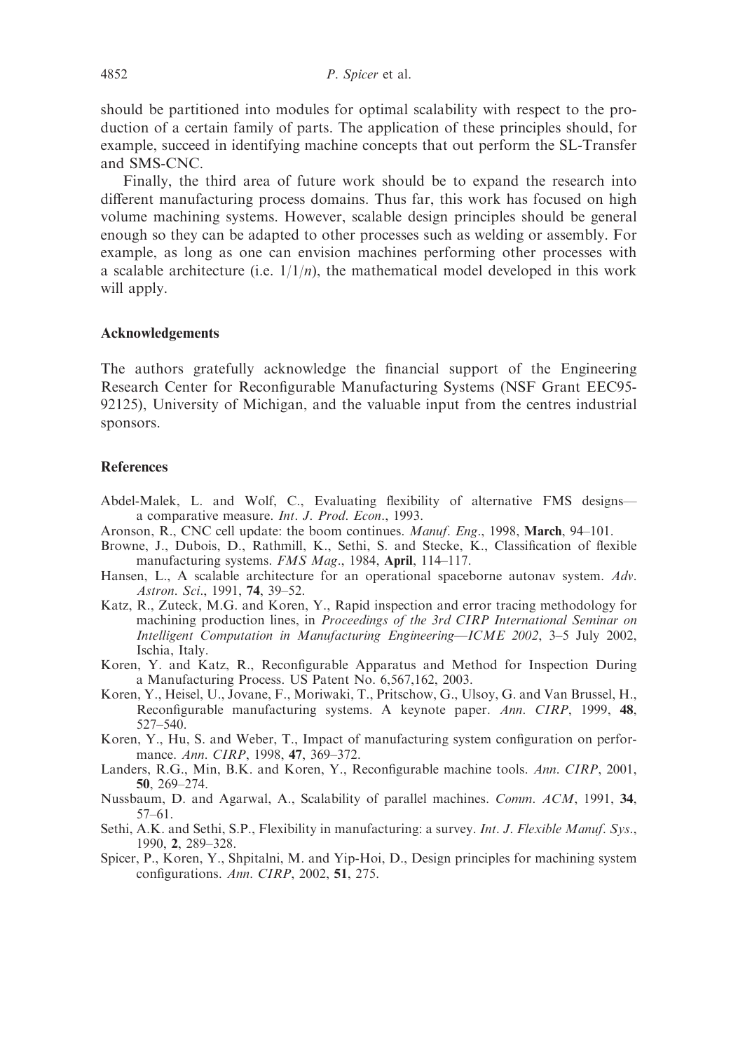should be partitioned into modules for optimal scalability with respect to the production of a certain family of parts. The application of these principles should, for example, succeed in identifying machine concepts that out perform the SL-Transfer and SMS-CNC.

Finally, the third area of future work should be to expand the research into different manufacturing process domains. Thus far, this work has focused on high volume machining systems. However, scalable design principles should be general enough so they can be adapted to other processes such as welding or assembly. For example, as long as one can envision machines performing other processes with a scalable architecture (i.e. $1/1/n$), the mathematical model developed in this work will apply.

## Acknowledgements

The authors gratefully acknowledge the financial support of the Engineering Research Center for Reconfigurable Manufacturing Systems (NSF Grant EEC95-92125), University of Michigan, and the valuable input from the centres industrial sponsors.

## References

Abdel-Malek, L. and Wolf, C., Evaluating flexibility of alternative FMS designs—a comparative measure. *Int. J. Prod. Econ*., 1993.

Aronson, R., CNC cell update: the boom continues. *Manuf. Eng*., 1998, **March**, 94–101.

Browne, J., Dubois, D., Rathmill, K., Sethi, S. and Stecke, K., Classification of flexible manufacturing systems. *FMS Mag*., 1984, **April**, 114–117.

Hansen, L., A scalable architecture for an operational spaceborne autonav system. *Adv. Astron. Sci*., 1991, **74**, 39–52.

Katz, R., Zuteck, M.G. and Koren, Y., Rapid inspection and error tracing methodology for machining production lines, in *Proceedings of the 3rd CIRP International Seminar on Intelligent Computation in Manufacturing Engineering—ICME 2002*, 3–5 July 2002, Ischia, Italy.

Koren, Y. and Katz, R., Reconfigurable Apparatus and Method for Inspection During a Manufacturing Process. US Patent No. 6,567,162, 2003.

Koren, Y., Heisel, U., Jovane, F., Moriwaki, T., Pritschow, G., Ulsoy, G. and Van Brussel, H., Reconfigurable manufacturing systems. A keynote paper. *Ann. CIRP*, 1999, **48**, 527–540.

Koren, Y., Hu, S. and Weber, T., Impact of manufacturing system configuration on performance. *Ann. CIRP*, 1998, **47**, 369–372.

Landers, R.G., Min, B.K. and Koren, Y., Reconfigurable machine tools. *Ann. CIRP*, 2001, **50**, 269–274.

Nussbaum, D. and Agarwal, A., Scalability of parallel machines. *Comm. ACM*, 1991, **34**, 57–61.

Sethi, A.K. and Sethi, S.P., Flexibility in manufacturing: a survey. *Int. J. Flexible Manuf. Sys*., 1990, **2**, 289–328.

Spicer, P., Koren, Y., Shpitalni, M. and Yip-Hoi, D., Design principles for machining system configurations. *Ann. CIRP*, 2002, **51**, 275.